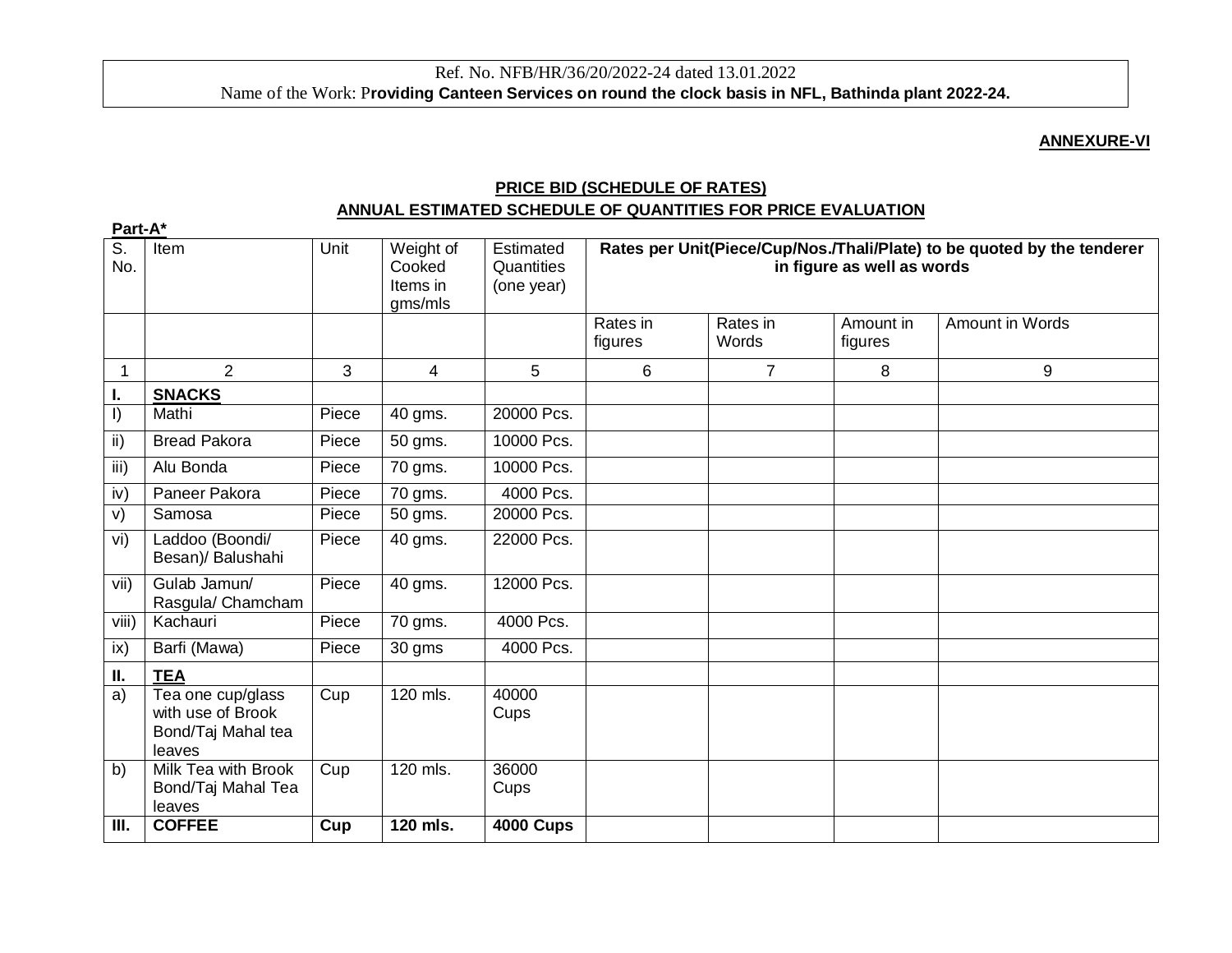Ref. No. NFB/HR/36/20/2022-24 dated 13.01.2022
Name of the Work: P**roviding Canteen Services on round the clock basis in NFL, Bathinda plant 2022-24.**

**ANNEXURE-VI**

**PRICE BID (SCHEDULE OF RATES)**

**ANNUAL ESTIMATED SCHEDULE OF QUANTITIES FOR PRICE EVALUATION**

**Part-A***

| S. No. | Item | Unit | Weight of Cooked Items in gms/mls | Estimated Quantities (one year) | Rates per Unit(Piece/Cup/Nos./Thali/Plate) to be quoted by the tenderer in figure as well as words | | | |
|---|---|---|---|---|---|---|---|---|
| | | | | | Rates in figures | Rates in Words | Amount in figures | Amount in Words |
| 1 | 2 | 3 | 4 | 5 | 6 | 7 | 8 | 9 |
| **I.** | **SNACKS** | | | | | | | |
| I) | Mathi | Piece | 40 gms. | 20000 Pcs. | | | | |
| ii) | Bread Pakora | Piece | 50 gms. | 10000 Pcs. | | | | |
| iii) | Alu Bonda | Piece | 70 gms. | 10000 Pcs. | | | | |
| iv) | Paneer Pakora | Piece | 70 gms. | 4000 Pcs. | | | | |
| v) | Samosa | Piece | 50 gms. | 20000 Pcs. | | | | |
| vi) | Laddoo (Boondi/ Besan)/ Balushahi | Piece | 40 gms. | 22000 Pcs. | | | | |
| vii) | Gulab Jamun/ Rasgula/ Chamcham | Piece | 40 gms. | 12000 Pcs. | | | | |
| viii) | Kachauri | Piece | 70 gms. | 4000 Pcs. | | | | |
| ix) | Barfi (Mawa) | Piece | 30 gms | 4000 Pcs. | | | | |
| **II.** | **TEA** | | | | | | | |
| a) | Tea one cup/glass with use of Brook Bond/Taj Mahal tea leaves | Cup | 120 mls. | 40000 Cups | | | | |
| b) | Milk Tea with Brook Bond/Taj Mahal Tea leaves | Cup | 120 mls. | 36000 Cups | | | | |
| **III.** | **COFFEE** | **Cup** | **120 mls.** | **4000 Cups** | | | | |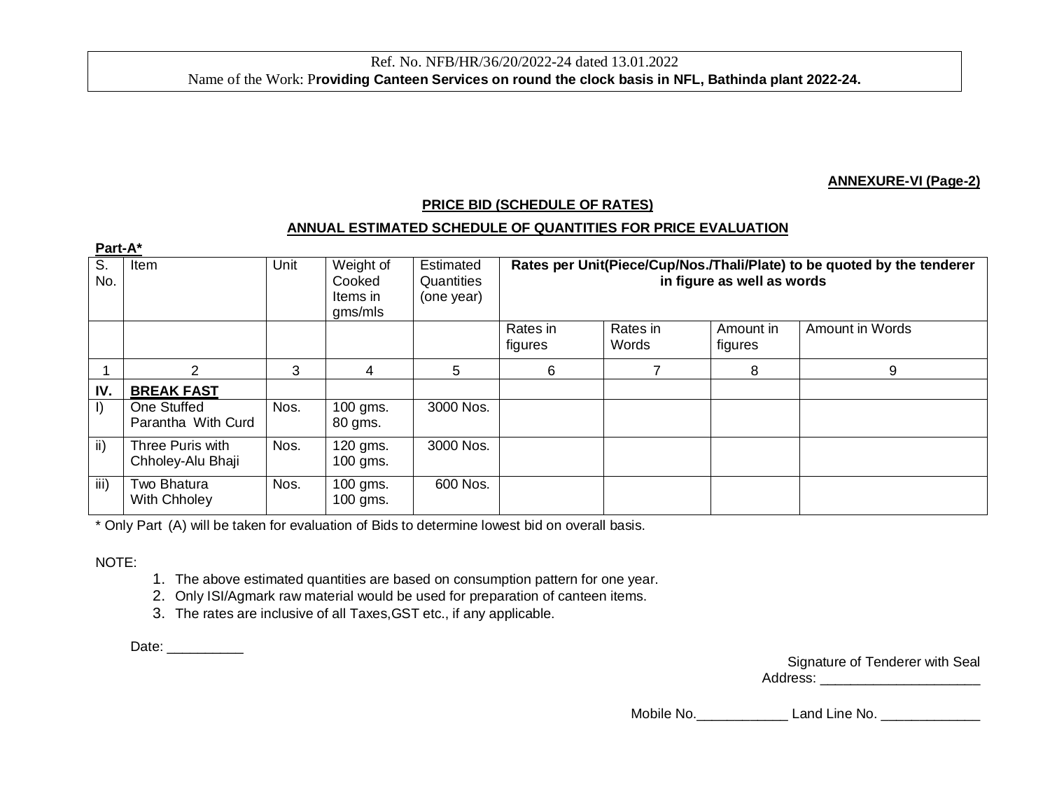Ref. No. NFB/HR/36/20/2022-24 dated 13.01.2022
Name of the Work: **Providing Canteen Services on round the clock basis in NFL, Bathinda plant 2022-24.**

**ANNEXURE-VI (Page-2)**

## PRICE BID (SCHEDULE OF RATES)

## ANNUAL ESTIMATED SCHEDULE OF QUANTITIES FOR PRICE EVALUATION

**Part-A***

| S. No. | Item | Unit | Weight of Cooked Items in gms/mls | Estimated Quantities (one year) | Rates per Unit(Piece/Cup/Nos./Thali/Plate) to be quoted by the tenderer in figure as well as words | | | |
|---|---|---|---|---|---|---|---|---|
| | | | | | Rates in figures | Rates in Words | Amount in figures | Amount in Words |
| 1 | 2 | 3 | 4 | 5 | 6 | 7 | 8 | 9 |
| **IV.** | **BREAK FAST** | | | | | | | |
| I) | One Stuffed Parantha With Curd | Nos. | 100 gms. 80 gms. | 3000 Nos. | | | | |
| ii) | Three Puris with Chholey-Alu Bhaji | Nos. | 120 gms. 100 gms. | 3000 Nos. | | | | |
| iii) | Two Bhatura With Chholey | Nos. | 100 gms. 100 gms. | 600 Nos. | | | | |

* Only Part (A) will be taken for evaluation of Bids to determine lowest bid on overall basis.

NOTE:

1. The above estimated quantities are based on consumption pattern for one year.
2. Only ISI/Agmark raw material would be used for preparation of canteen items.
3. The rates are inclusive of all Taxes,GST etc., if any applicable.

Date: __________

Signature of Tenderer with Seal
Address: _____________________

Mobile No.____________ Land Line No. _____________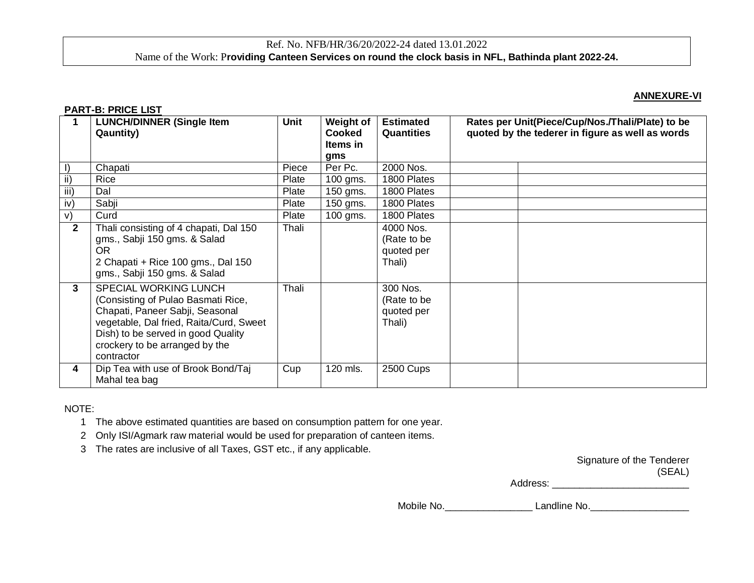Ref. No. NFB/HR/36/20/2022-24 dated 13.01.2022
Name of the Work: P**roviding Canteen Services on round the clock basis in NFL, Bathinda plant 2022-24.**

**ANNEXURE-VI**

**PART-B: PRICE LIST**

| **1** | **LUNCH/DINNER (Single Item Qauntity)** | **Unit** | **Weight of Cooked Items in gms** | **Estimated Quantities** | **Rates per Unit(Piece/Cup/Nos./Thali/Plate) to be quoted by the tederer in figure as well as words** | |
|---|---|---|---|---|---|---|
| I) | Chapati | Piece | Per Pc. | 2000 Nos. | | |
| ii) | Rice | Plate | 100 gms. | 1800 Plates | | |
| iii) | Dal | Plate | 150 gms. | 1800 Plates | | |
| iv) | Sabji | Plate | 150 gms. | 1800 Plates | | |
| v) | Curd | Plate | 100 gms. | 1800 Plates | | |
| **2** | Thali consisting of 4 chapati, Dal 150 gms., Sabji 150 gms. & Salad OR 2 Chapati + Rice 100 gms., Dal 150 gms., Sabji 150 gms. & Salad | Thali | | 4000 Nos. (Rate to be quoted per Thali) | | |
| **3** | SPECIAL WORKING LUNCH (Consisting of Pulao Basmati Rice, Chapati, Paneer Sabji, Seasonal vegetable, Dal fried, Raita/Curd, Sweet Dish) to be served in good Quality crockery to be arranged by the contractor | Thali | | 300 Nos. (Rate to be quoted per Thali) | | |
| **4** | Dip Tea with use of Brook Bond/Taj Mahal tea bag | Cup | 120 mls. | 2500 Cups | | |

NOTE:

1. The above estimated quantities are based on consumption pattern for one year.
2. Only ISI/Agmark raw material would be used for preparation of canteen items.
3. The rates are inclusive of all Taxes, GST etc., if any applicable.

Signature of the Tenderer
(SEAL)
Address: _________________________

Mobile No.________________ Landline No.__________________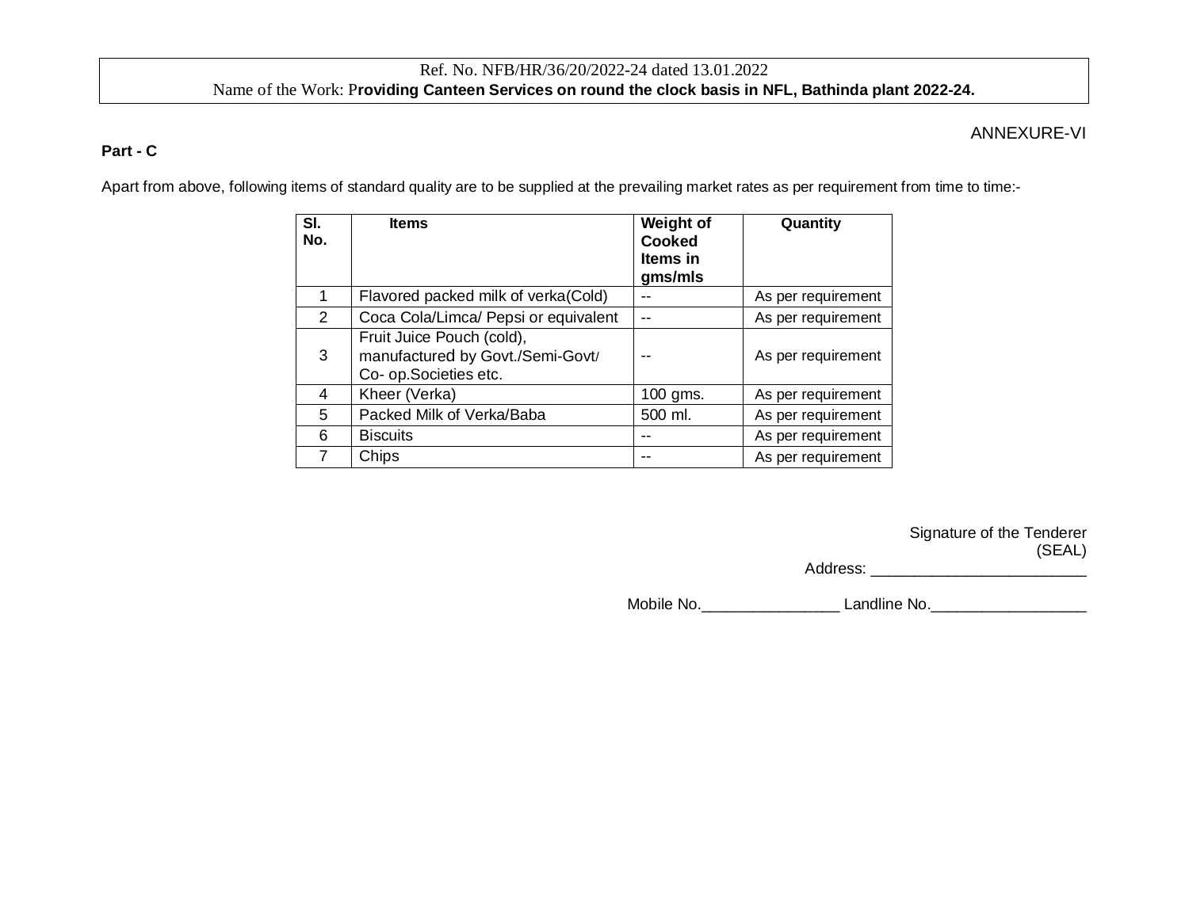Ref. No. NFB/HR/36/20/2022-24 dated 13.01.2022
Name of the Work: **Providing Canteen Services on round the clock basis in NFL, Bathinda plant 2022-24.**

ANNEXURE-VI

**Part - C**

Apart from above, following items of standard quality are to be supplied at the prevailing market rates as per requirement from time to time:-

| Sl. No. | Items | Weight of Cooked Items in gms/mls | Quantity |
|---|---|---|---|
| 1 | Flavored packed milk of verka(Cold) | -- | As per requirement |
| 2 | Coca Cola/Limca/ Pepsi or equivalent | -- | As per requirement |
| 3 | Fruit Juice Pouch (cold), manufactured by Govt./Semi-Govt/ Co- op.Societies etc. | -- | As per requirement |
| 4 | Kheer (Verka) | 100 gms. | As per requirement |
| 5 | Packed Milk of Verka/Baba | 500 ml. | As per requirement |
| 6 | Biscuits | -- | As per requirement |
| 7 | Chips | -- | As per requirement |

Signature of the Tenderer
(SEAL)
Address: _________________________

Mobile No.________________ Landline No.__________________